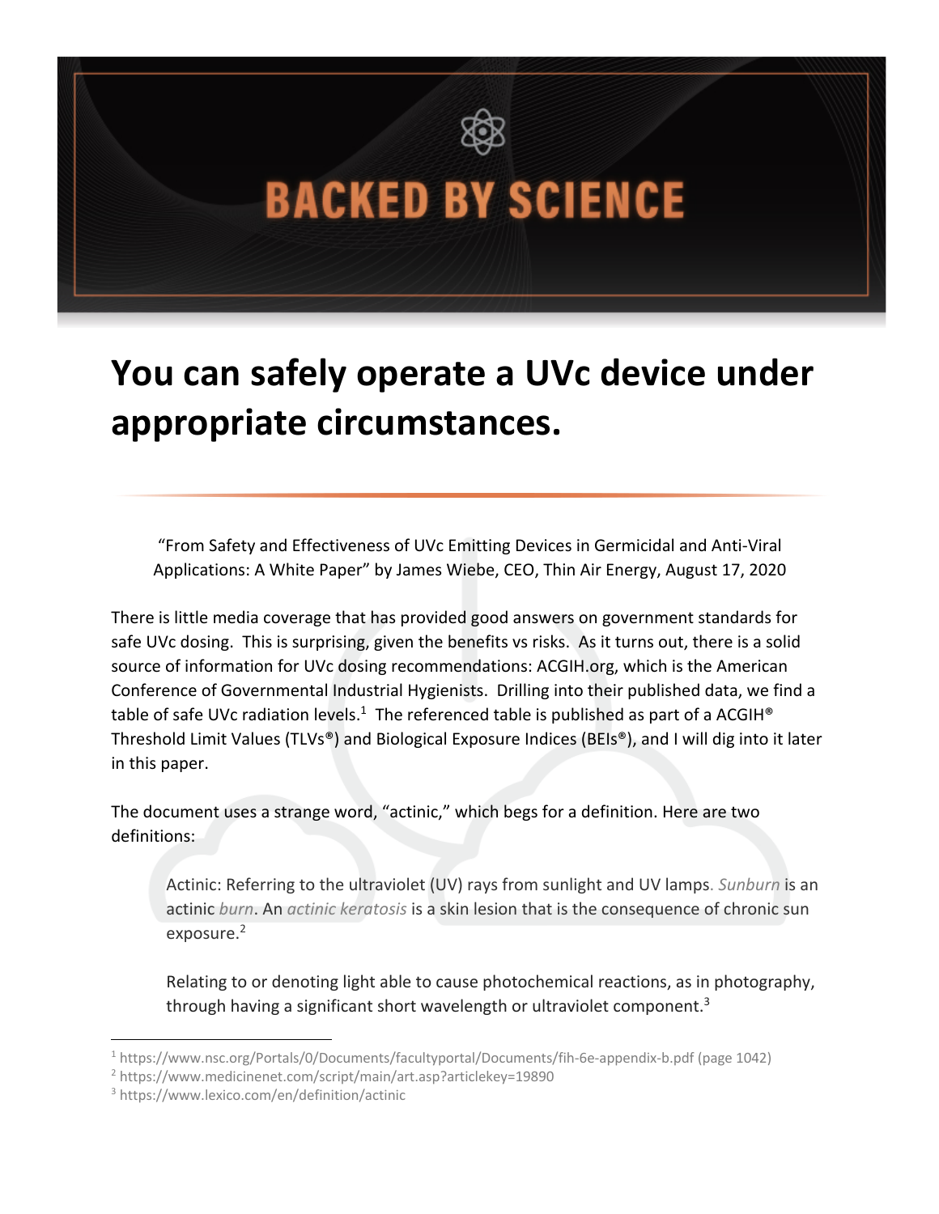# BACKED BY SCIENCE

# You can safely operate a UVc device under appropriate circumstances.

"From Safety and Effectiveness of UVc Emitting Devices in Germicidal and Anti-Viral Applications: A White Paper" by James Wiebe, CEO, Thin Air Energy, August 17, 2020

There is little media coverage that has provided good answers on government standards for safe UVc dosing. This is surprising, given the benefits vs risks. As it turns out, there is a solid source of information for UVc dosing recommendations: ACGIH.org, which is the American Conference of Governmental Industrial Hygienists. Drilling into their published data, we find a table of safe UVc radiation levels.[1] The referenced table is published as part of a ACGIH® Threshold Limit Values (TLVs®) and Biological Exposure Indices (BEIs®), and I will dig into it later in this paper.

The document uses a strange word, "actinic," which begs for a definition. Here are two definitions:

> Actinic: Referring to the ultraviolet (UV) rays from sunlight and UV lamps. *Sunburn* is an actinic *burn*. An *actinic keratosis* is a skin lesion that is the consequence of chronic sun exposure.[2]
>
> Relating to or denoting light able to cause photochemical reactions, as in photography, through having a significant short wavelength or ultraviolet component.[3]

---

[1] https://www.nsc.org/Portals/0/Documents/facultyportal/Documents/fih-6e-appendix-b.pdf (page 1042)

[2] https://www.medicinenet.com/script/main/art.asp?articlekey=19890

[3] https://www.lexico.com/en/definition/actinic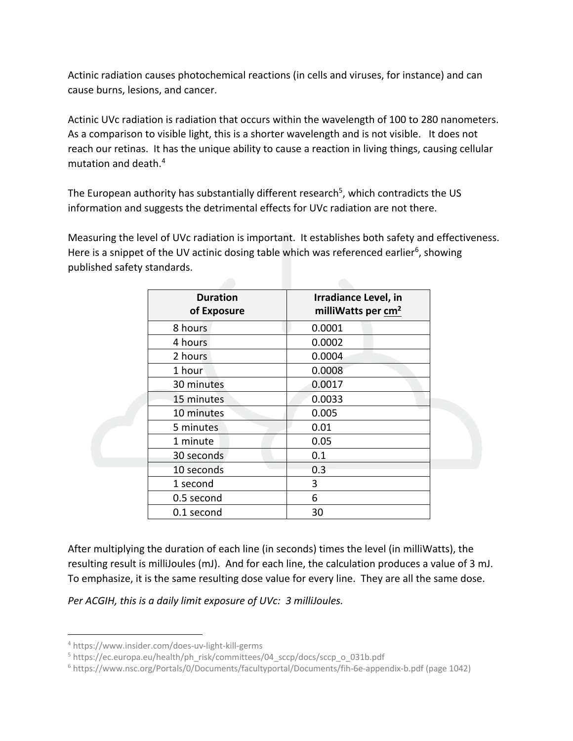Actinic radiation causes photochemical reactions (in cells and viruses, for instance) and can cause burns, lesions, and cancer.

Actinic UVc radiation is radiation that occurs within the wavelength of 100 to 280 nanometers. As a comparison to visible light, this is a shorter wavelength and is not visible. It does not reach our retinas. It has the unique ability to cause a reaction in living things, causing cellular mutation and death.[4]

The European authority has substantially different research[5], which contradicts the US information and suggests the detrimental effects for UVc radiation are not there.

Measuring the level of UVc radiation is important. It establishes both safety and effectiveness. Here is a snippet of the UV actinic dosing table which was referenced earlier[6], showing published safety standards.

| Duration of Exposure | Irradiance Level, in milliWatts per $cm^2$ |
|---|---|
| 8 hours | 0.0001 |
| 4 hours | 0.0002 |
| 2 hours | 0.0004 |
| 1 hour | 0.0008 |
| 30 minutes | 0.0017 |
| 15 minutes | 0.0033 |
| 10 minutes | 0.005 |
| 5 minutes | 0.01 |
| 1 minute | 0.05 |
| 30 seconds | 0.1 |
| 10 seconds | 0.3 |
| 1 second | 3 |
| 0.5 second | 6 |
| 0.1 second | 30 |

After multiplying the duration of each line (in seconds) times the level (in milliWatts), the resulting result is milliJoules (mJ). And for each line, the calculation produces a value of 3 mJ. To emphasize, it is the same resulting dose value for every line. They are all the same dose.

*Per ACGIH, this is a daily limit exposure of UVc: 3 milliJoules.*

[4] https://www.insider.com/does-uv-light-kill-germs

[5] https://ec.europa.eu/health/ph_risk/committees/04_sccp/docs/sccp_o_031b.pdf

[6] https://www.nsc.org/Portals/0/Documents/facultyportal/Documents/fih-6e-appendix-b.pdf (page 1042)